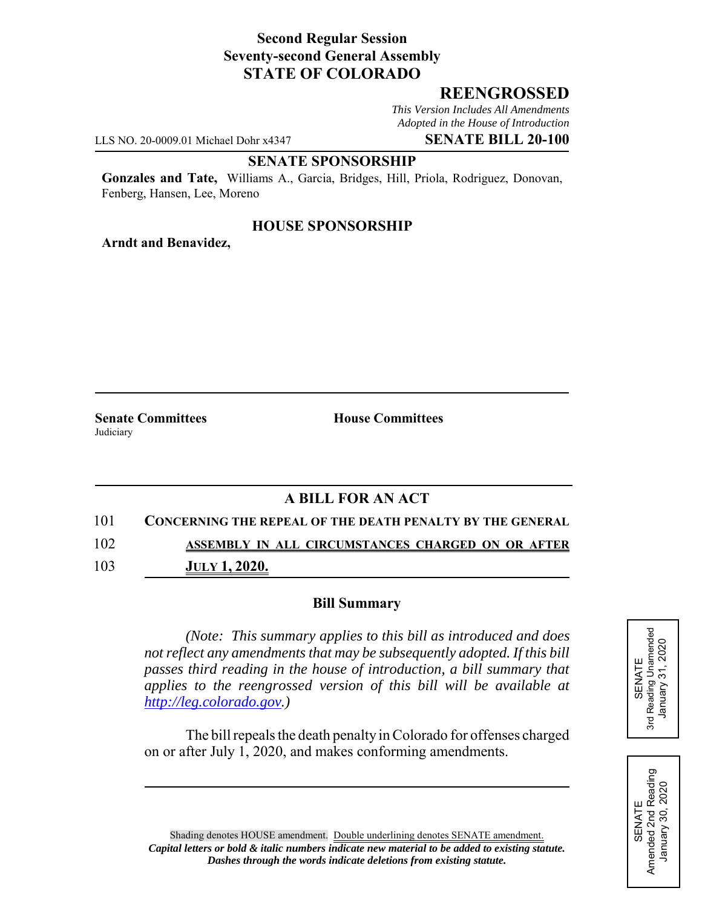**Second Regular Session**
**Seventy-second General Assembly**
**STATE OF COLORADO**

## REENGROSSED

*This Version Includes All Amendments Adopted in the House of Introduction*

LLS NO. 20-0009.01 Michael Dohr x4347 **SENATE BILL 20-100**

**SENATE SPONSORSHIP**

**Gonzales and Tate,** Williams A., Garcia, Bridges, Hill, Priola, Rodriguez, Donovan, Fenberg, Hansen, Lee, Moreno

**HOUSE SPONSORSHIP**

**Arndt and Benavidez,**

**Senate Committees**
Judiciary

**House Committees**

**A BILL FOR AN ACT**

101 **CONCERNING THE REPEAL OF THE DEATH PENALTY BY THE GENERAL**
102 **ASSEMBLY IN ALL CIRCUMSTANCES CHARGED ON OR AFTER**
103 **JULY 1, 2020.**

**Bill Summary**

*(Note: This summary applies to this bill as introduced and does not reflect any amendments that may be subsequently adopted. If this bill passes third reading in the house of introduction, a bill summary that applies to the reengrossed version of this bill will be available at http://leg.colorado.gov.)*

The bill repeals the death penalty in Colorado for offenses charged on or after July 1, 2020, and makes conforming amendments.

SENATE
3rd Reading Unamended
January 31, 2020

SENATE
Amended 2nd Reading
January 30, 2020

Shading denotes HOUSE amendment. Double underlining denotes SENATE amendment.
***Capital letters or bold & italic numbers indicate new material to be added to existing statute.***
***Dashes through the words indicate deletions from existing statute.***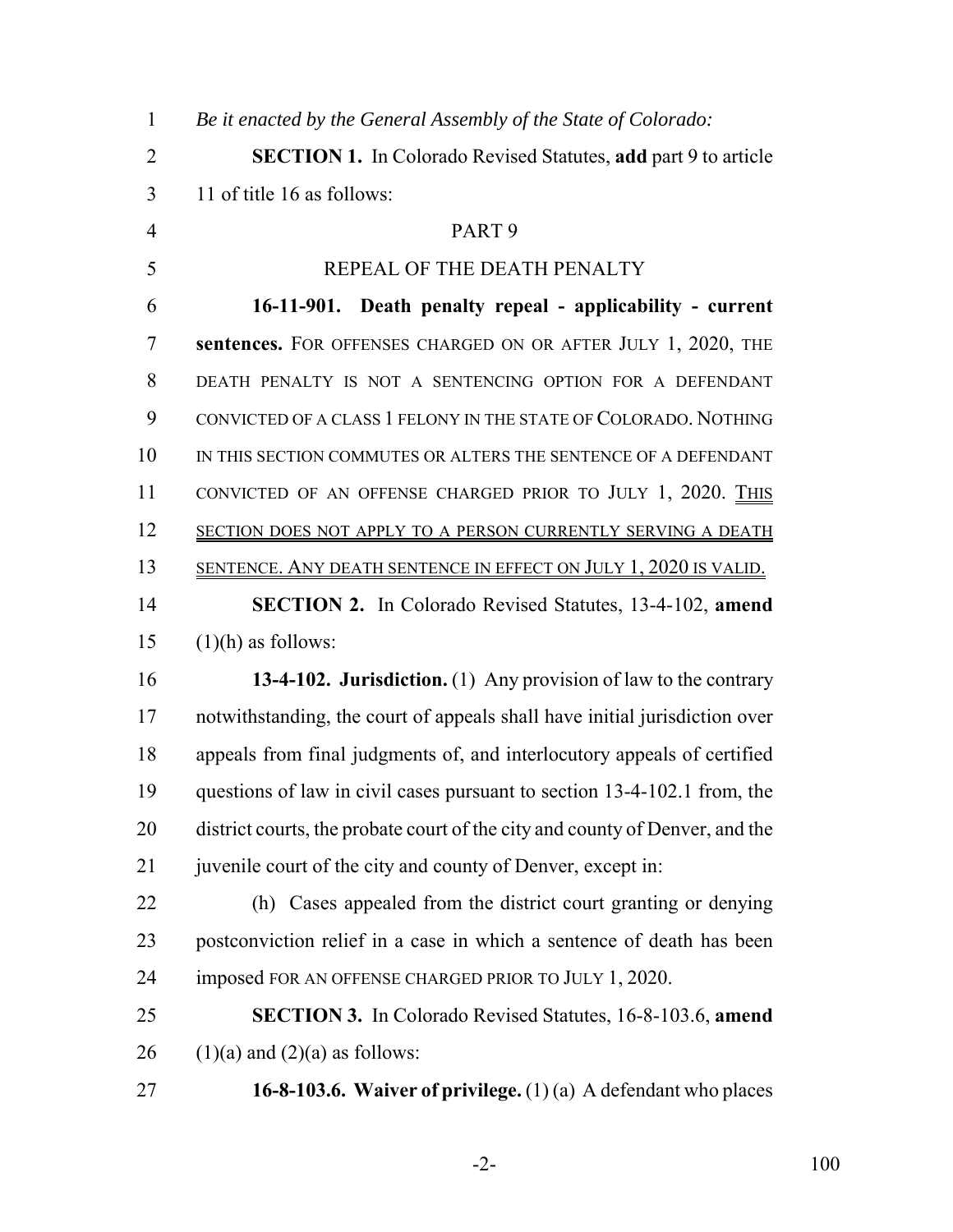*Be it enacted by the General Assembly of the State of Colorado:*

**SECTION 1.** In Colorado Revised Statutes, **add** part 9 to article 11 of title 16 as follows:

PART 9

REPEAL OF THE DEATH PENALTY

**16-11-901. Death penalty repeal - applicability - current sentences.** FOR OFFENSES CHARGED ON OR AFTER JULY 1, 2020, THE DEATH PENALTY IS NOT A SENTENCING OPTION FOR A DEFENDANT CONVICTED OF A CLASS 1 FELONY IN THE STATE OF COLORADO. NOTHING IN THIS SECTION COMMUTES OR ALTERS THE SENTENCE OF A DEFENDANT CONVICTED OF AN OFFENSE CHARGED PRIOR TO JULY 1, 2020. THIS SECTION DOES NOT APPLY TO A PERSON CURRENTLY SERVING A DEATH SENTENCE. ANY DEATH SENTENCE IN EFFECT ON JULY 1, 2020 IS VALID.

**SECTION 2.** In Colorado Revised Statutes, 13-4-102, **amend** (1)(h) as follows:

**13-4-102. Jurisdiction.** (1) Any provision of law to the contrary notwithstanding, the court of appeals shall have initial jurisdiction over appeals from final judgments of, and interlocutory appeals of certified questions of law in civil cases pursuant to section 13-4-102.1 from, the district courts, the probate court of the city and county of Denver, and the juvenile court of the city and county of Denver, except in:

(h) Cases appealed from the district court granting or denying postconviction relief in a case in which a sentence of death has been imposed FOR AN OFFENSE CHARGED PRIOR TO JULY 1, 2020.

**SECTION 3.** In Colorado Revised Statutes, 16-8-103.6, **amend** (1)(a) and (2)(a) as follows:

**16-8-103.6. Waiver of privilege.** (1) (a) A defendant who places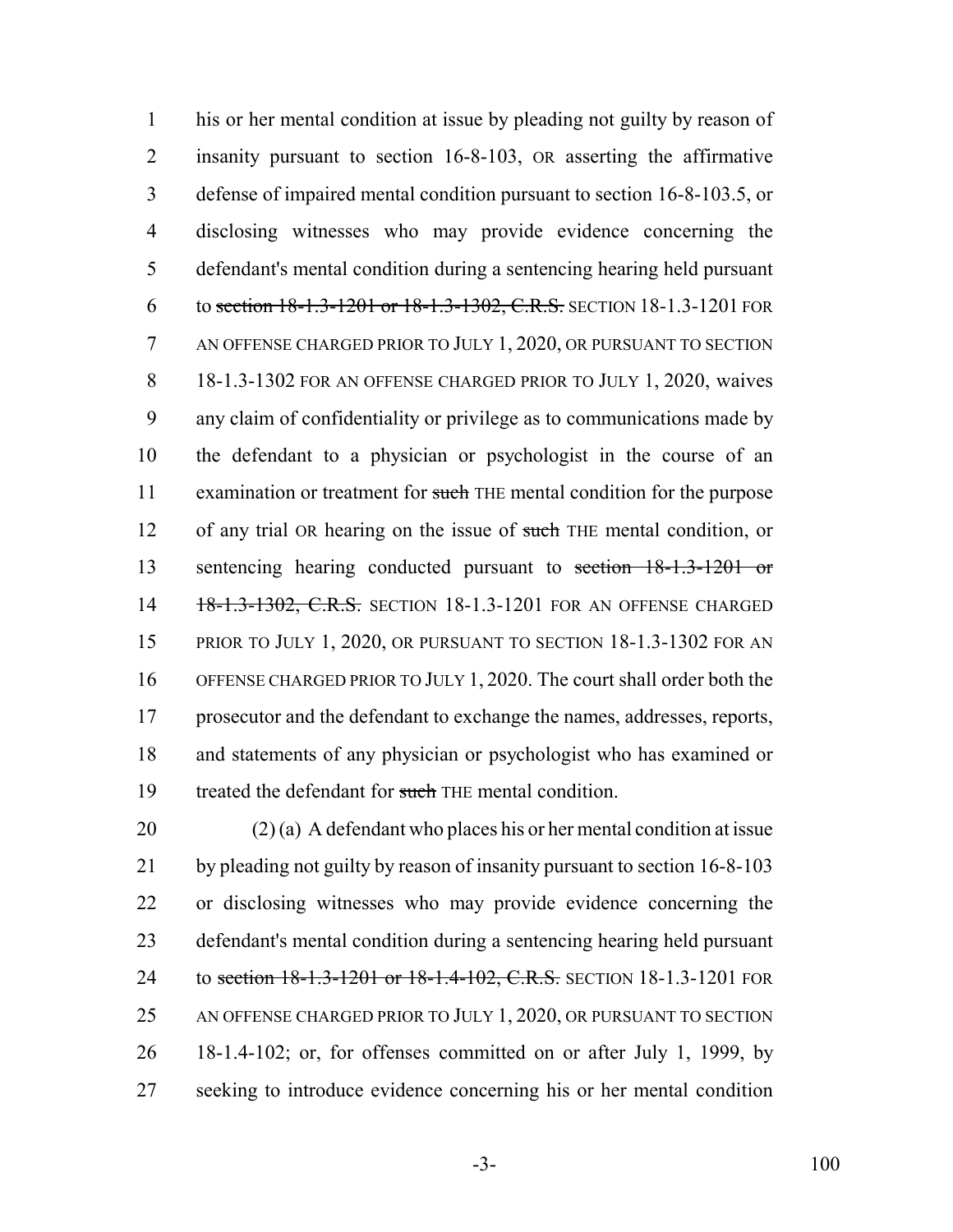his or her mental condition at issue by pleading not guilty by reason of insanity pursuant to section 16-8-103, OR asserting the affirmative defense of impaired mental condition pursuant to section 16-8-103.5, or disclosing witnesses who may provide evidence concerning the defendant's mental condition during a sentencing hearing held pursuant to ~~section 18-1.3-1201 or 18-1.3-1302, C.R.S.~~ SECTION 18-1.3-1201 FOR AN OFFENSE CHARGED PRIOR TO JULY 1, 2020, OR PURSUANT TO SECTION 18-1.3-1302 FOR AN OFFENSE CHARGED PRIOR TO JULY 1, 2020, waives any claim of confidentiality or privilege as to communications made by the defendant to a physician or psychologist in the course of an examination or treatment for ~~such~~ THE mental condition for the purpose of any trial OR hearing on the issue of ~~such~~ THE mental condition, or sentencing hearing conducted pursuant to ~~section 18-1.3-1201 or 18-1.3-1302, C.R.S.~~ SECTION 18-1.3-1201 FOR AN OFFENSE CHARGED PRIOR TO JULY 1, 2020, OR PURSUANT TO SECTION 18-1.3-1302 FOR AN OFFENSE CHARGED PRIOR TO JULY 1, 2020. The court shall order both the prosecutor and the defendant to exchange the names, addresses, reports, and statements of any physician or psychologist who has examined or treated the defendant for ~~such~~ THE mental condition.

(2) (a) A defendant who places his or her mental condition at issue by pleading not guilty by reason of insanity pursuant to section 16-8-103 or disclosing witnesses who may provide evidence concerning the defendant's mental condition during a sentencing hearing held pursuant to ~~section 18-1.3-1201 or 18-1.4-102, C.R.S.~~ SECTION 18-1.3-1201 FOR AN OFFENSE CHARGED PRIOR TO JULY 1, 2020, OR PURSUANT TO SECTION 18-1.4-102; or, for offenses committed on or after July 1, 1999, by seeking to introduce evidence concerning his or her mental condition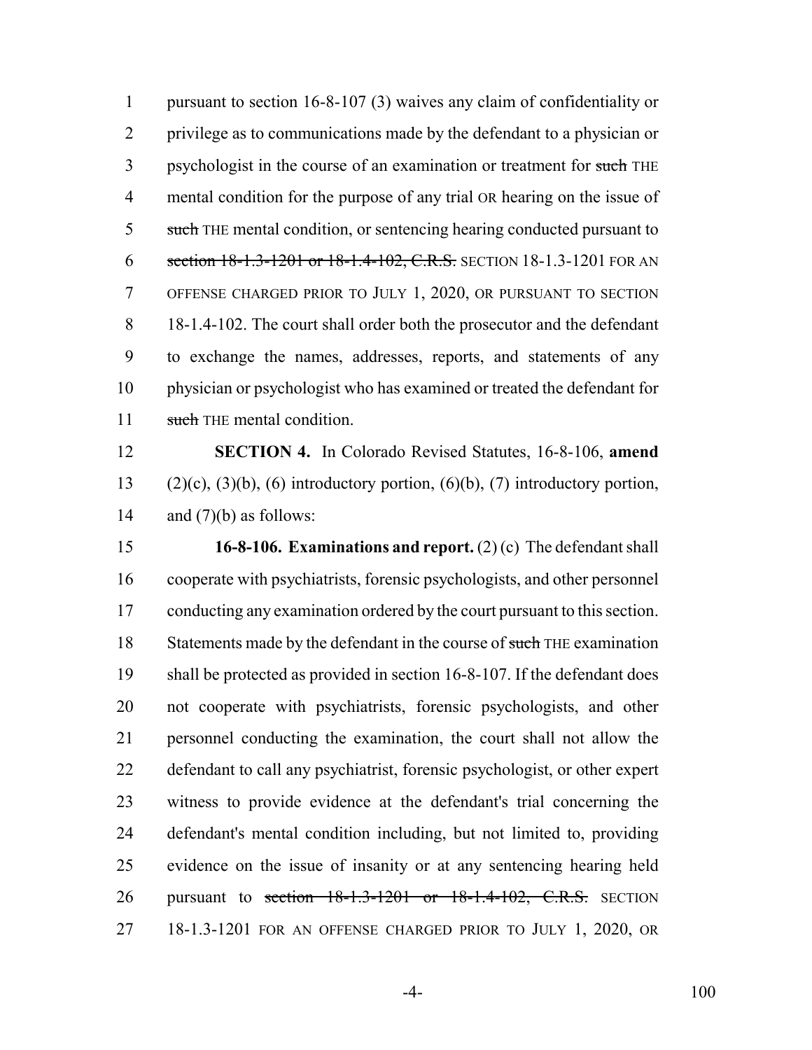pursuant to section 16-8-107 (3) waives any claim of confidentiality or privilege as to communications made by the defendant to a physician or psychologist in the course of an examination or treatment for ~~such~~ THE mental condition for the purpose of any trial OR hearing on the issue of ~~such~~ THE mental condition, or sentencing hearing conducted pursuant to ~~section 18-1.3-1201 or 18-1.4-102, C.R.S.~~ SECTION 18-1.3-1201 FOR AN OFFENSE CHARGED PRIOR TO JULY 1, 2020, OR PURSUANT TO SECTION 18-1.4-102. The court shall order both the prosecutor and the defendant to exchange the names, addresses, reports, and statements of any physician or psychologist who has examined or treated the defendant for ~~such~~ THE mental condition.

**SECTION 4.** In Colorado Revised Statutes, 16-8-106, **amend** (2)(c), (3)(b), (6) introductory portion, (6)(b), (7) introductory portion, and (7)(b) as follows:

**16-8-106. Examinations and report.** (2) (c) The defendant shall cooperate with psychiatrists, forensic psychologists, and other personnel conducting any examination ordered by the court pursuant to this section. Statements made by the defendant in the course of ~~such~~ THE examination shall be protected as provided in section 16-8-107. If the defendant does not cooperate with psychiatrists, forensic psychologists, and other personnel conducting the examination, the court shall not allow the defendant to call any psychiatrist, forensic psychologist, or other expert witness to provide evidence at the defendant's trial concerning the defendant's mental condition including, but not limited to, providing evidence on the issue of insanity or at any sentencing hearing held pursuant to ~~section 18-1.3-1201 or 18-1.4-102, C.R.S.~~ SECTION 18-1.3-1201 FOR AN OFFENSE CHARGED PRIOR TO JULY 1, 2020, OR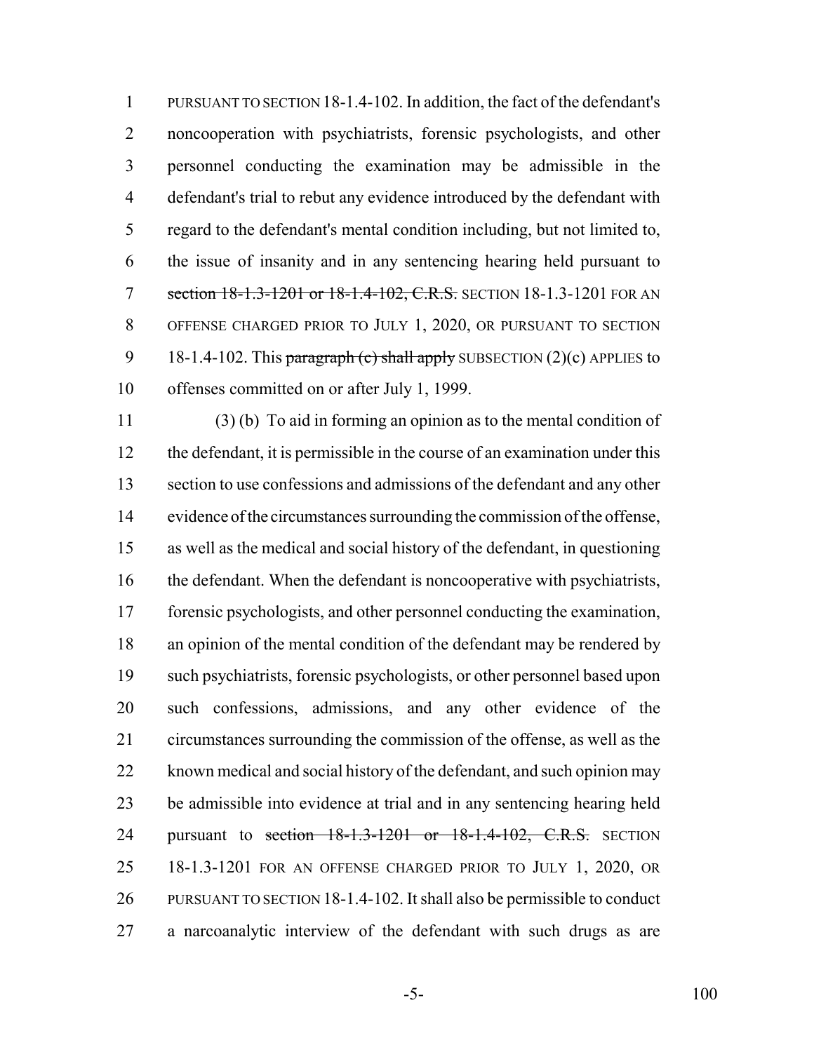PURSUANT TO SECTION 18-1.4-102. In addition, the fact of the defendant's noncooperation with psychiatrists, forensic psychologists, and other personnel conducting the examination may be admissible in the defendant's trial to rebut any evidence introduced by the defendant with regard to the defendant's mental condition including, but not limited to, the issue of insanity and in any sentencing hearing held pursuant to ~~section 18-1.3-1201 or 18-1.4-102, C.R.S.~~ SECTION 18-1.3-1201 FOR AN OFFENSE CHARGED PRIOR TO JULY 1, 2020, OR PURSUANT TO SECTION 18-1.4-102. This ~~paragraph (c) shall apply~~ SUBSECTION (2)(c) APPLIES to offenses committed on or after July 1, 1999.

(3) (b) To aid in forming an opinion as to the mental condition of the defendant, it is permissible in the course of an examination under this section to use confessions and admissions of the defendant and any other evidence of the circumstances surrounding the commission of the offense, as well as the medical and social history of the defendant, in questioning the defendant. When the defendant is noncooperative with psychiatrists, forensic psychologists, and other personnel conducting the examination, an opinion of the mental condition of the defendant may be rendered by such psychiatrists, forensic psychologists, or other personnel based upon such confessions, admissions, and any other evidence of the circumstances surrounding the commission of the offense, as well as the known medical and social history of the defendant, and such opinion may be admissible into evidence at trial and in any sentencing hearing held pursuant to ~~section 18-1.3-1201 or 18-1.4-102, C.R.S.~~ SECTION 18-1.3-1201 FOR AN OFFENSE CHARGED PRIOR TO JULY 1, 2020, OR PURSUANT TO SECTION 18-1.4-102. It shall also be permissible to conduct a narcoanalytic interview of the defendant with such drugs as are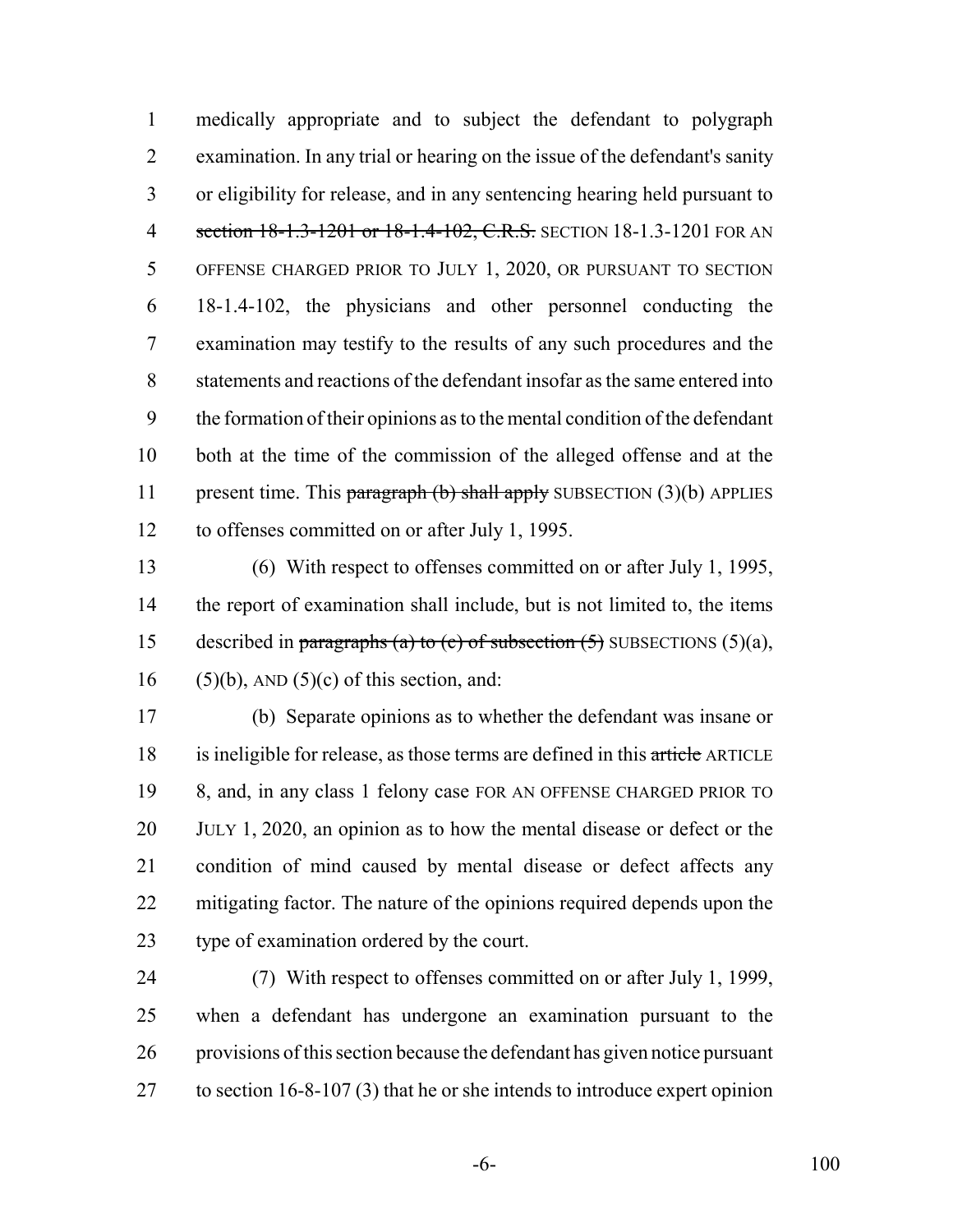medically appropriate and to subject the defendant to polygraph examination. In any trial or hearing on the issue of the defendant's sanity or eligibility for release, and in any sentencing hearing held pursuant to ~~section 18-1.3-1201 or 18-1.4-102, C.R.S.~~ SECTION 18-1.3-1201 FOR AN OFFENSE CHARGED PRIOR TO JULY 1, 2020, OR PURSUANT TO SECTION 18-1.4-102, the physicians and other personnel conducting the examination may testify to the results of any such procedures and the statements and reactions of the defendant insofar as the same entered into the formation of their opinions as to the mental condition of the defendant both at the time of the commission of the alleged offense and at the present time. This ~~paragraph (b) shall apply~~ SUBSECTION (3)(b) APPLIES to offenses committed on or after July 1, 1995.

(6) With respect to offenses committed on or after July 1, 1995, the report of examination shall include, but is not limited to, the items described in ~~paragraphs (a) to (c) of subsection (5)~~ SUBSECTIONS (5)(a), (5)(b), AND (5)(c) of this section, and:

(b) Separate opinions as to whether the defendant was insane or is ineligible for release, as those terms are defined in this ~~article~~ ARTICLE 8, and, in any class 1 felony case FOR AN OFFENSE CHARGED PRIOR TO JULY 1, 2020, an opinion as to how the mental disease or defect or the condition of mind caused by mental disease or defect affects any mitigating factor. The nature of the opinions required depends upon the type of examination ordered by the court.

(7) With respect to offenses committed on or after July 1, 1999, when a defendant has undergone an examination pursuant to the provisions of this section because the defendant has given notice pursuant to section 16-8-107 (3) that he or she intends to introduce expert opinion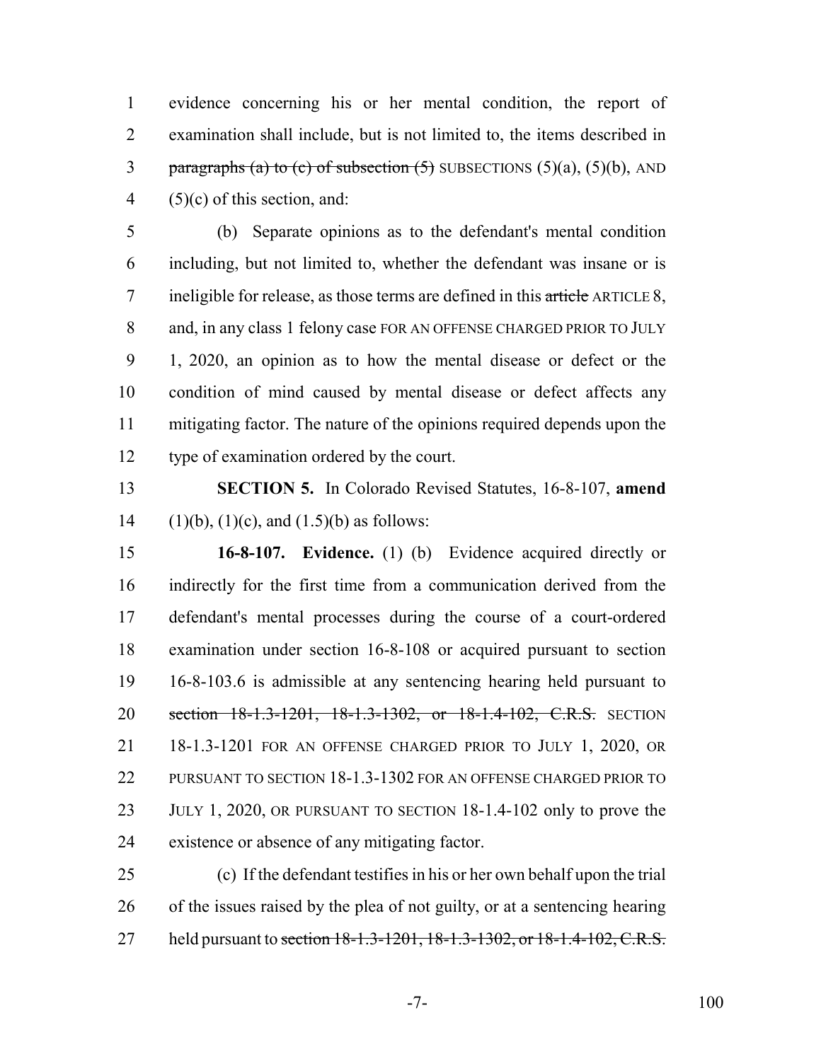evidence concerning his or her mental condition, the report of examination shall include, but is not limited to, the items described in ~~paragraphs (a) to (c) of subsection (5)~~ SUBSECTIONS (5)(a), (5)(b), AND (5)(c) of this section, and:

(b) Separate opinions as to the defendant's mental condition including, but not limited to, whether the defendant was insane or is ineligible for release, as those terms are defined in this ~~article~~ ARTICLE 8, and, in any class 1 felony case FOR AN OFFENSE CHARGED PRIOR TO JULY 1, 2020, an opinion as to how the mental disease or defect or the condition of mind caused by mental disease or defect affects any mitigating factor. The nature of the opinions required depends upon the type of examination ordered by the court.

**SECTION 5.** In Colorado Revised Statutes, 16-8-107, **amend** (1)(b), (1)(c), and (1.5)(b) as follows:

**16-8-107. Evidence.** (1) (b) Evidence acquired directly or indirectly for the first time from a communication derived from the defendant's mental processes during the course of a court-ordered examination under section 16-8-108 or acquired pursuant to section 16-8-103.6 is admissible at any sentencing hearing held pursuant to ~~section 18-1.3-1201, 18-1.3-1302, or 18-1.4-102, C.R.S.~~ SECTION 18-1.3-1201 FOR AN OFFENSE CHARGED PRIOR TO JULY 1, 2020, OR PURSUANT TO SECTION 18-1.3-1302 FOR AN OFFENSE CHARGED PRIOR TO JULY 1, 2020, OR PURSUANT TO SECTION 18-1.4-102 only to prove the existence or absence of any mitigating factor.

(c) If the defendant testifies in his or her own behalf upon the trial of the issues raised by the plea of not guilty, or at a sentencing hearing held pursuant to ~~section 18-1.3-1201, 18-1.3-1302, or 18-1.4-102, C.R.S.~~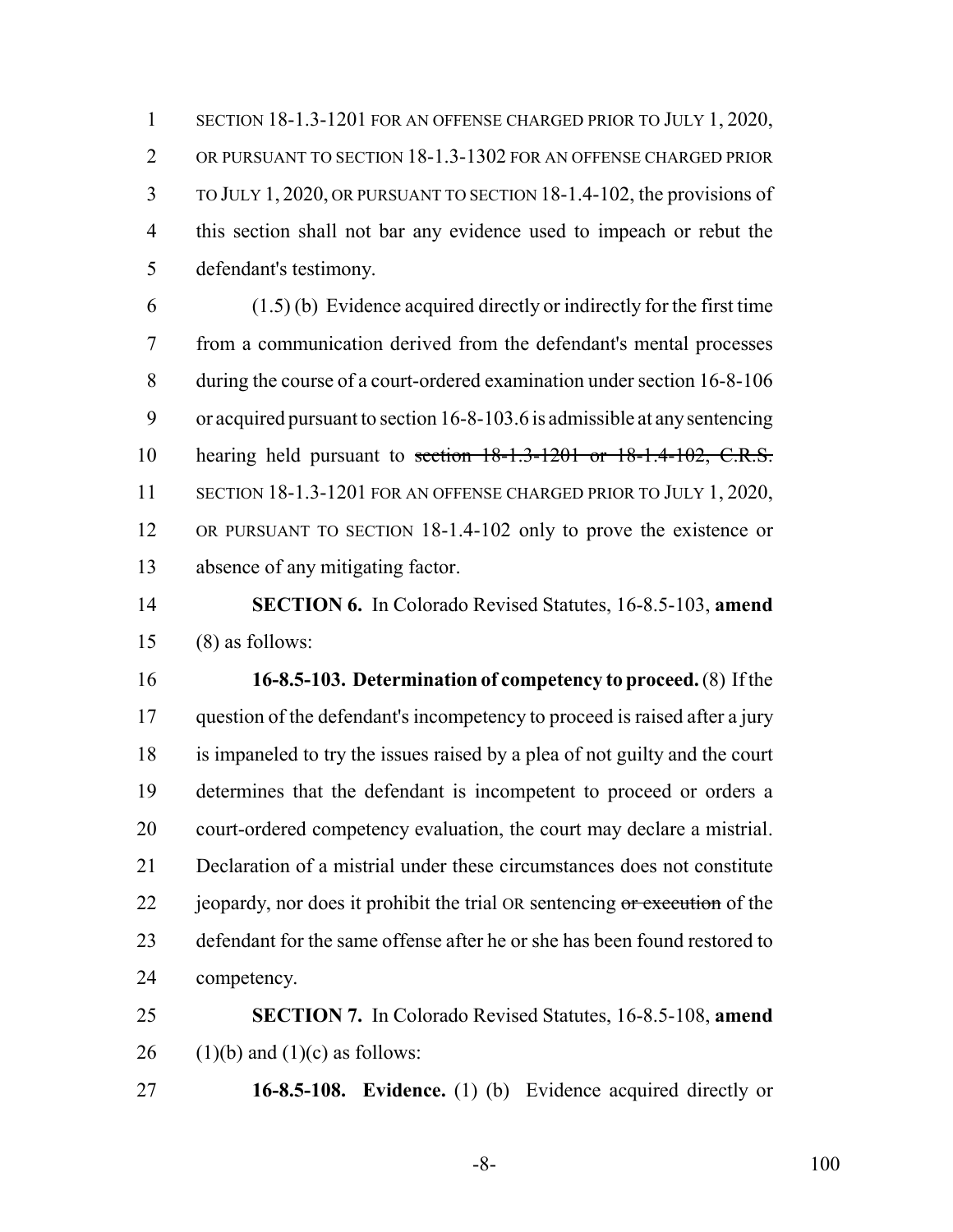SECTION 18-1.3-1201 FOR AN OFFENSE CHARGED PRIOR TO JULY 1, 2020, OR PURSUANT TO SECTION 18-1.3-1302 FOR AN OFFENSE CHARGED PRIOR TO JULY 1, 2020, OR PURSUANT TO SECTION 18-1.4-102, the provisions of this section shall not bar any evidence used to impeach or rebut the defendant's testimony.

(1.5) (b) Evidence acquired directly or indirectly for the first time from a communication derived from the defendant's mental processes during the course of a court-ordered examination under section 16-8-106 or acquired pursuant to section 16-8-103.6 is admissible at any sentencing hearing held pursuant to ~~section 18-1.3-1201 or 18-1.4-102, C.R.S.~~ SECTION 18-1.3-1201 FOR AN OFFENSE CHARGED PRIOR TO JULY 1, 2020, OR PURSUANT TO SECTION 18-1.4-102 only to prove the existence or absence of any mitigating factor.

**SECTION 6.** In Colorado Revised Statutes, 16-8.5-103, **amend** (8) as follows:

**16-8.5-103. Determination of competency to proceed.** (8) If the question of the defendant's incompetency to proceed is raised after a jury is impaneled to try the issues raised by a plea of not guilty and the court determines that the defendant is incompetent to proceed or orders a court-ordered competency evaluation, the court may declare a mistrial. Declaration of a mistrial under these circumstances does not constitute jeopardy, nor does it prohibit the trial OR sentencing ~~or execution~~ of the defendant for the same offense after he or she has been found restored to competency.

**SECTION 7.** In Colorado Revised Statutes, 16-8.5-108, **amend** (1)(b) and (1)(c) as follows:

**16-8.5-108. Evidence.** (1) (b) Evidence acquired directly or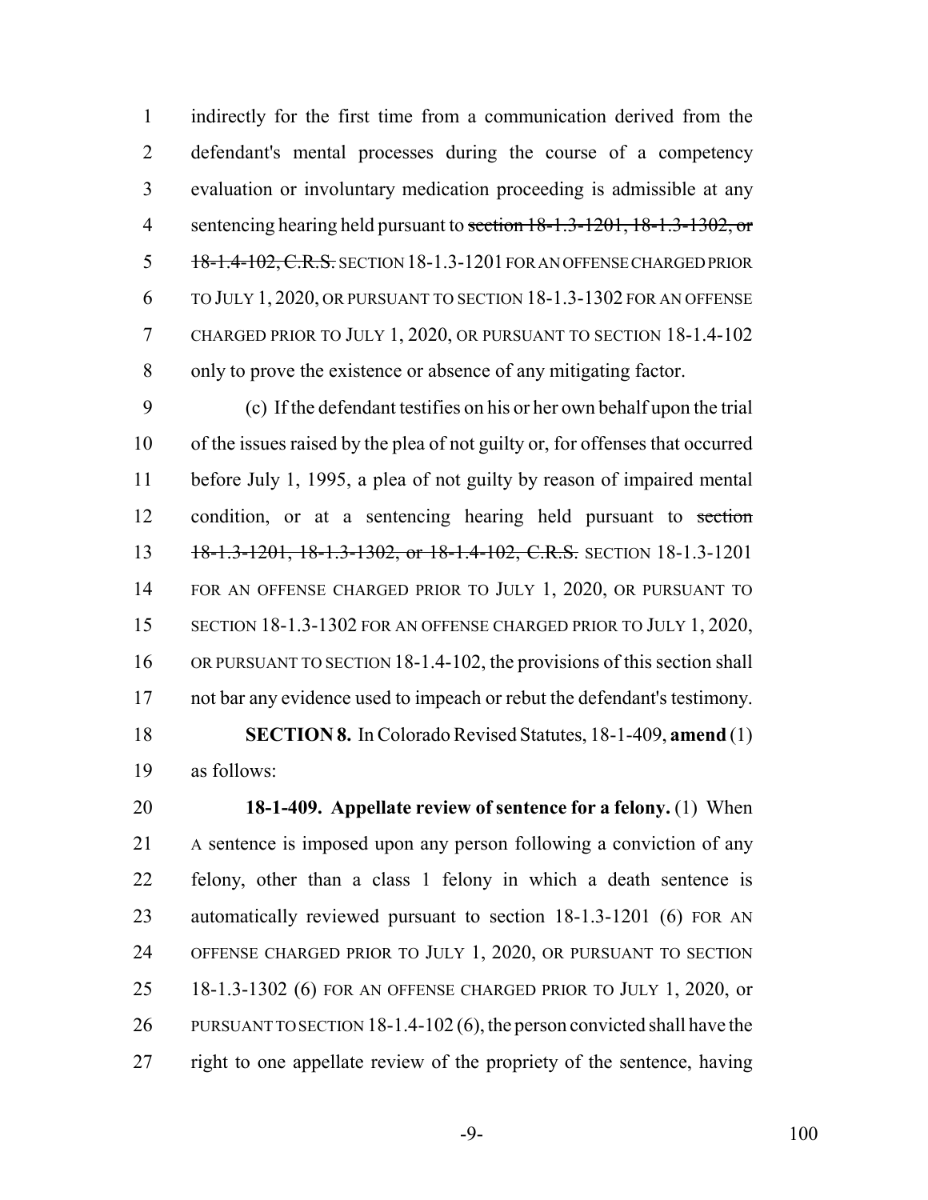indirectly for the first time from a communication derived from the defendant's mental processes during the course of a competency evaluation or involuntary medication proceeding is admissible at any sentencing hearing held pursuant to ~~section 18-1.3-1201, 18-1.3-1302, or 18-1.4-102, C.R.S.~~ SECTION 18-1.3-1201 FOR AN OFFENSE CHARGED PRIOR TO JULY 1, 2020, OR PURSUANT TO SECTION 18-1.3-1302 FOR AN OFFENSE CHARGED PRIOR TO JULY 1, 2020, OR PURSUANT TO SECTION 18-1.4-102 only to prove the existence or absence of any mitigating factor.

(c) If the defendant testifies on his or her own behalf upon the trial of the issues raised by the plea of not guilty or, for offenses that occurred before July 1, 1995, a plea of not guilty by reason of impaired mental condition, or at a sentencing hearing held pursuant to ~~section 18-1.3-1201, 18-1.3-1302, or 18-1.4-102, C.R.S.~~ SECTION 18-1.3-1201 FOR AN OFFENSE CHARGED PRIOR TO JULY 1, 2020, OR PURSUANT TO SECTION 18-1.3-1302 FOR AN OFFENSE CHARGED PRIOR TO JULY 1, 2020, OR PURSUANT TO SECTION 18-1.4-102, the provisions of this section shall not bar any evidence used to impeach or rebut the defendant's testimony.

**SECTION 8.** In Colorado Revised Statutes, 18-1-409, **amend** (1) as follows:

**18-1-409. Appellate review of sentence for a felony.** (1) When A sentence is imposed upon any person following a conviction of any felony, other than a class 1 felony in which a death sentence is automatically reviewed pursuant to section 18-1.3-1201 (6) FOR AN OFFENSE CHARGED PRIOR TO JULY 1, 2020, OR PURSUANT TO SECTION 18-1.3-1302 (6) FOR AN OFFENSE CHARGED PRIOR TO JULY 1, 2020, or PURSUANT TO SECTION 18-1.4-102 (6), the person convicted shall have the right to one appellate review of the propriety of the sentence, having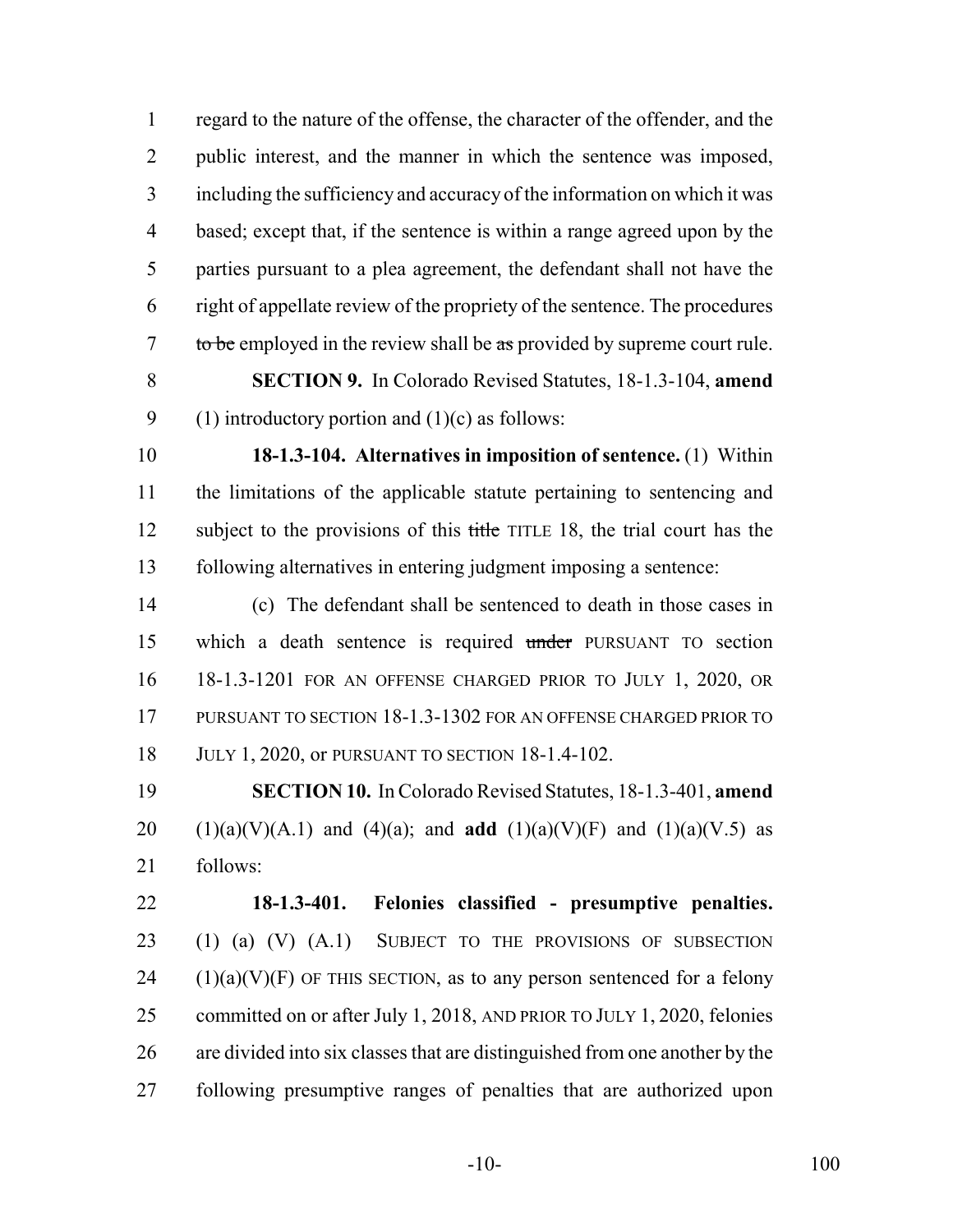regard to the nature of the offense, the character of the offender, and the public interest, and the manner in which the sentence was imposed, including the sufficiency and accuracy of the information on which it was based; except that, if the sentence is within a range agreed upon by the parties pursuant to a plea agreement, the defendant shall not have the right of appellate review of the propriety of the sentence. The procedures ~~to be~~ employed in the review shall be ~~as~~ provided by supreme court rule.

**SECTION 9.** In Colorado Revised Statutes, 18-1.3-104, **amend** (1) introductory portion and (1)(c) as follows:

**18-1.3-104. Alternatives in imposition of sentence.** (1) Within the limitations of the applicable statute pertaining to sentencing and subject to the provisions of this ~~title~~ TITLE 18, the trial court has the following alternatives in entering judgment imposing a sentence:

(c) The defendant shall be sentenced to death in those cases in which a death sentence is required ~~under~~ PURSUANT TO section 18-1.3-1201 FOR AN OFFENSE CHARGED PRIOR TO JULY 1, 2020, OR PURSUANT TO SECTION 18-1.3-1302 FOR AN OFFENSE CHARGED PRIOR TO JULY 1, 2020, or PURSUANT TO SECTION 18-1.4-102.

**SECTION 10.** In Colorado Revised Statutes, 18-1.3-401, **amend** (1)(a)(V)(A.1) and (4)(a); and **add** (1)(a)(V)(F) and (1)(a)(V.5) as follows:

**18-1.3-401. Felonies classified - presumptive penalties.** (1) (a) (V) (A.1) SUBJECT TO THE PROVISIONS OF SUBSECTION (1)(a)(V)(F) OF THIS SECTION, as to any person sentenced for a felony committed on or after July 1, 2018, AND PRIOR TO JULY 1, 2020, felonies are divided into six classes that are distinguished from one another by the following presumptive ranges of penalties that are authorized upon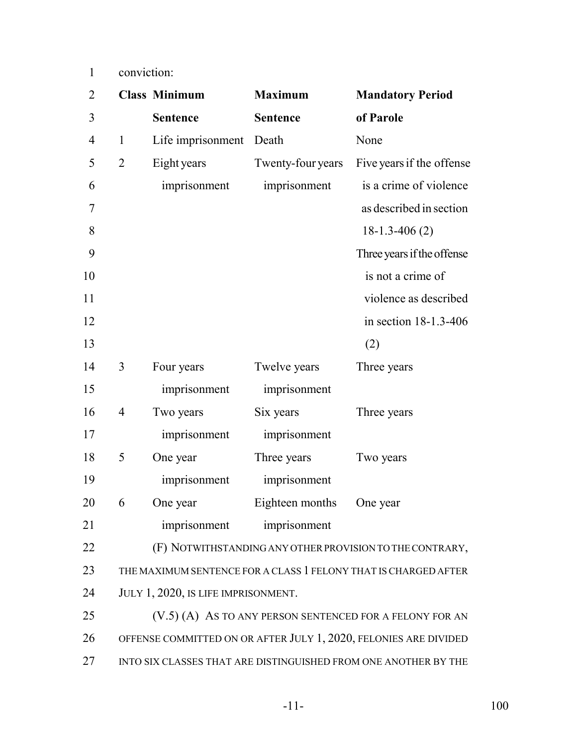conviction:

| Class | Minimum Sentence | Maximum Sentence | Mandatory Period of Parole |
|---|---|---|---|
| 1 | Life imprisonment | Death | None |
| 2 | Eight years imprisonment | Twenty-four years imprisonment | Five years if the offense is a crime of violence as described in section 18-1.3-406 (2) Three years if the offense is not a crime of violence as described in section 18-1.3-406 (2) |
| 3 | Four years imprisonment | Twelve years imprisonment | Three years |
| 4 | Two years imprisonment | Six years imprisonment | Three years |
| 5 | One year imprisonment | Three years imprisonment | Two years |
| 6 | One year imprisonment | Eighteen months imprisonment | One year |

(F) NOTWITHSTANDING ANY OTHER PROVISION TO THE CONTRARY, THE MAXIMUM SENTENCE FOR A CLASS 1 FELONY THAT IS CHARGED AFTER JULY 1, 2020, IS LIFE IMPRISONMENT.

(V.5) (A) AS TO ANY PERSON SENTENCED FOR A FELONY FOR AN OFFENSE COMMITTED ON OR AFTER JULY 1, 2020, FELONIES ARE DIVIDED INTO SIX CLASSES THAT ARE DISTINGUISHED FROM ONE ANOTHER BY THE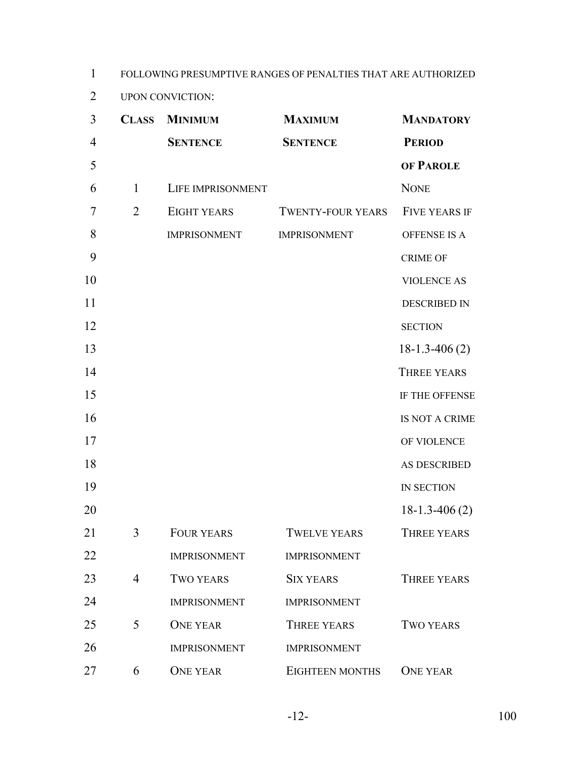FOLLOWING PRESUMPTIVE RANGES OF PENALTIES THAT ARE AUTHORIZED UPON CONVICTION:

| **CLASS** | **MINIMUM SENTENCE** | **MAXIMUM SENTENCE** | **MANDATORY PERIOD OF PAROLE** |
|---|---|---|---|
| 1 | LIFE IMPRISONMENT | | NONE |
| 2 | EIGHT YEARS IMPRISONMENT | TWENTY-FOUR YEARS IMPRISONMENT | FIVE YEARS IF OFFENSE IS A CRIME OF VIOLENCE AS DESCRIBED IN SECTION 18-1.3-406 (2) THREE YEARS IF THE OFFENSE IS NOT A CRIME OF VIOLENCE AS DESCRIBED IN SECTION 18-1.3-406 (2) |
| 3 | FOUR YEARS IMPRISONMENT | TWELVE YEARS IMPRISONMENT | THREE YEARS |
| 4 | TWO YEARS IMPRISONMENT | SIX YEARS IMPRISONMENT | THREE YEARS |
| 5 | ONE YEAR IMPRISONMENT | THREE YEARS IMPRISONMENT | TWO YEARS |
| 6 | ONE YEAR | EIGHTEEN MONTHS | ONE YEAR |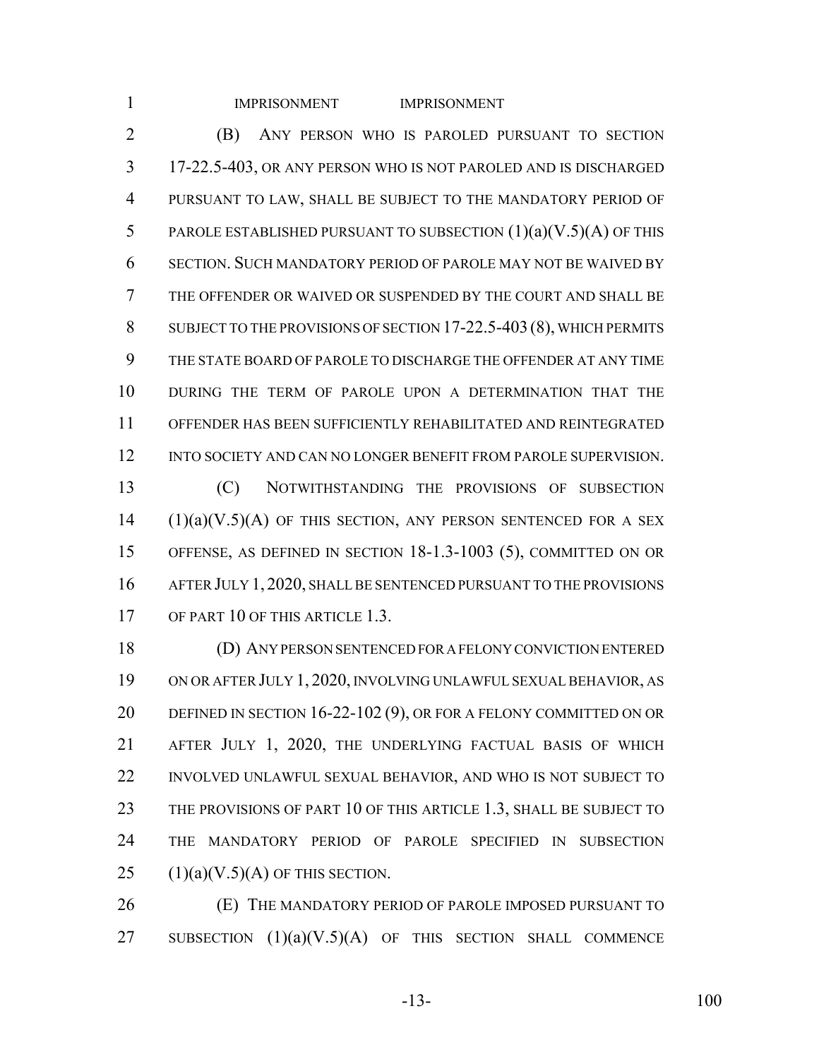IMPRISONMENT IMPRISONMENT

(B) ANY PERSON WHO IS PAROLED PURSUANT TO SECTION 17-22.5-403, OR ANY PERSON WHO IS NOT PAROLED AND IS DISCHARGED PURSUANT TO LAW, SHALL BE SUBJECT TO THE MANDATORY PERIOD OF PAROLE ESTABLISHED PURSUANT TO SUBSECTION (1)(a)(V.5)(A) OF THIS SECTION. SUCH MANDATORY PERIOD OF PAROLE MAY NOT BE WAIVED BY THE OFFENDER OR WAIVED OR SUSPENDED BY THE COURT AND SHALL BE SUBJECT TO THE PROVISIONS OF SECTION 17-22.5-403 (8), WHICH PERMITS THE STATE BOARD OF PAROLE TO DISCHARGE THE OFFENDER AT ANY TIME DURING THE TERM OF PAROLE UPON A DETERMINATION THAT THE OFFENDER HAS BEEN SUFFICIENTLY REHABILITATED AND REINTEGRATED INTO SOCIETY AND CAN NO LONGER BENEFIT FROM PAROLE SUPERVISION.

(C) NOTWITHSTANDING THE PROVISIONS OF SUBSECTION (1)(a)(V.5)(A) OF THIS SECTION, ANY PERSON SENTENCED FOR A SEX OFFENSE, AS DEFINED IN SECTION 18-1.3-1003 (5), COMMITTED ON OR AFTER JULY 1, 2020, SHALL BE SENTENCED PURSUANT TO THE PROVISIONS OF PART 10 OF THIS ARTICLE 1.3.

(D) ANY PERSON SENTENCED FOR A FELONY CONVICTION ENTERED ON OR AFTER JULY 1, 2020, INVOLVING UNLAWFUL SEXUAL BEHAVIOR, AS DEFINED IN SECTION 16-22-102 (9), OR FOR A FELONY COMMITTED ON OR AFTER JULY 1, 2020, THE UNDERLYING FACTUAL BASIS OF WHICH INVOLVED UNLAWFUL SEXUAL BEHAVIOR, AND WHO IS NOT SUBJECT TO THE PROVISIONS OF PART 10 OF THIS ARTICLE 1.3, SHALL BE SUBJECT TO THE MANDATORY PERIOD OF PAROLE SPECIFIED IN SUBSECTION (1)(a)(V.5)(A) OF THIS SECTION.

(E) THE MANDATORY PERIOD OF PAROLE IMPOSED PURSUANT TO SUBSECTION (1)(a)(V.5)(A) OF THIS SECTION SHALL COMMENCE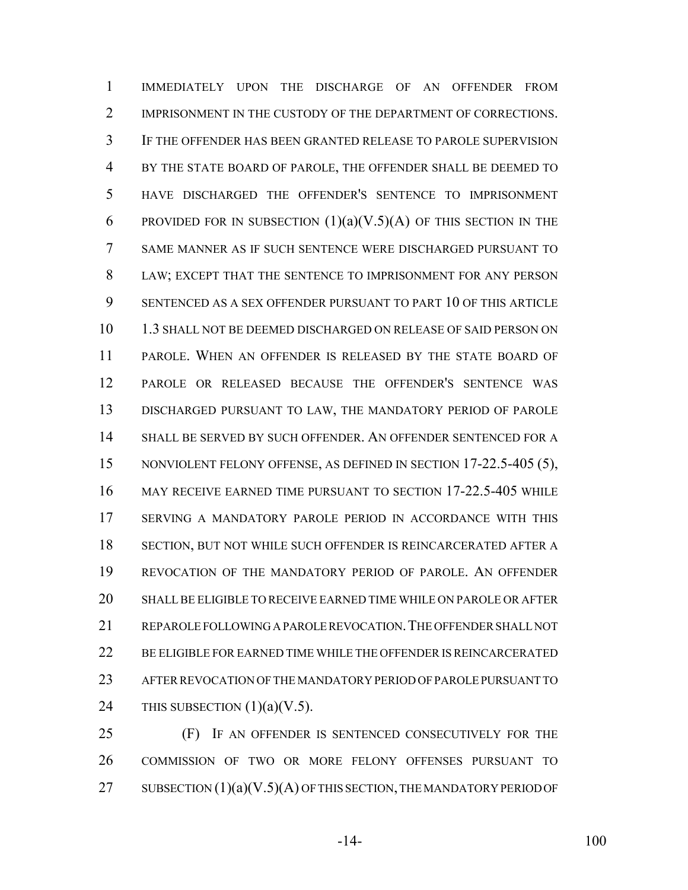IMMEDIATELY UPON THE DISCHARGE OF AN OFFENDER FROM IMPRISONMENT IN THE CUSTODY OF THE DEPARTMENT OF CORRECTIONS. IF THE OFFENDER HAS BEEN GRANTED RELEASE TO PAROLE SUPERVISION BY THE STATE BOARD OF PAROLE, THE OFFENDER SHALL BE DEEMED TO HAVE DISCHARGED THE OFFENDER'S SENTENCE TO IMPRISONMENT PROVIDED FOR IN SUBSECTION (1)(a)(V.5)(A) OF THIS SECTION IN THE SAME MANNER AS IF SUCH SENTENCE WERE DISCHARGED PURSUANT TO LAW; EXCEPT THAT THE SENTENCE TO IMPRISONMENT FOR ANY PERSON SENTENCED AS A SEX OFFENDER PURSUANT TO PART 10 OF THIS ARTICLE 1.3 SHALL NOT BE DEEMED DISCHARGED ON RELEASE OF SAID PERSON ON PAROLE. WHEN AN OFFENDER IS RELEASED BY THE STATE BOARD OF PAROLE OR RELEASED BECAUSE THE OFFENDER'S SENTENCE WAS DISCHARGED PURSUANT TO LAW, THE MANDATORY PERIOD OF PAROLE SHALL BE SERVED BY SUCH OFFENDER. AN OFFENDER SENTENCED FOR A NONVIOLENT FELONY OFFENSE, AS DEFINED IN SECTION 17-22.5-405 (5), MAY RECEIVE EARNED TIME PURSUANT TO SECTION 17-22.5-405 WHILE SERVING A MANDATORY PAROLE PERIOD IN ACCORDANCE WITH THIS SECTION, BUT NOT WHILE SUCH OFFENDER IS REINCARCERATED AFTER A REVOCATION OF THE MANDATORY PERIOD OF PAROLE. AN OFFENDER SHALL BE ELIGIBLE TO RECEIVE EARNED TIME WHILE ON PAROLE OR AFTER REPAROLE FOLLOWING A PAROLE REVOCATION. THE OFFENDER SHALL NOT BE ELIGIBLE FOR EARNED TIME WHILE THE OFFENDER IS REINCARCERATED AFTER REVOCATION OF THE MANDATORY PERIOD OF PAROLE PURSUANT TO THIS SUBSECTION (1)(a)(V.5).

(F) IF AN OFFENDER IS SENTENCED CONSECUTIVELY FOR THE COMMISSION OF TWO OR MORE FELONY OFFENSES PURSUANT TO SUBSECTION (1)(a)(V.5)(A) OF THIS SECTION, THE MANDATORY PERIOD OF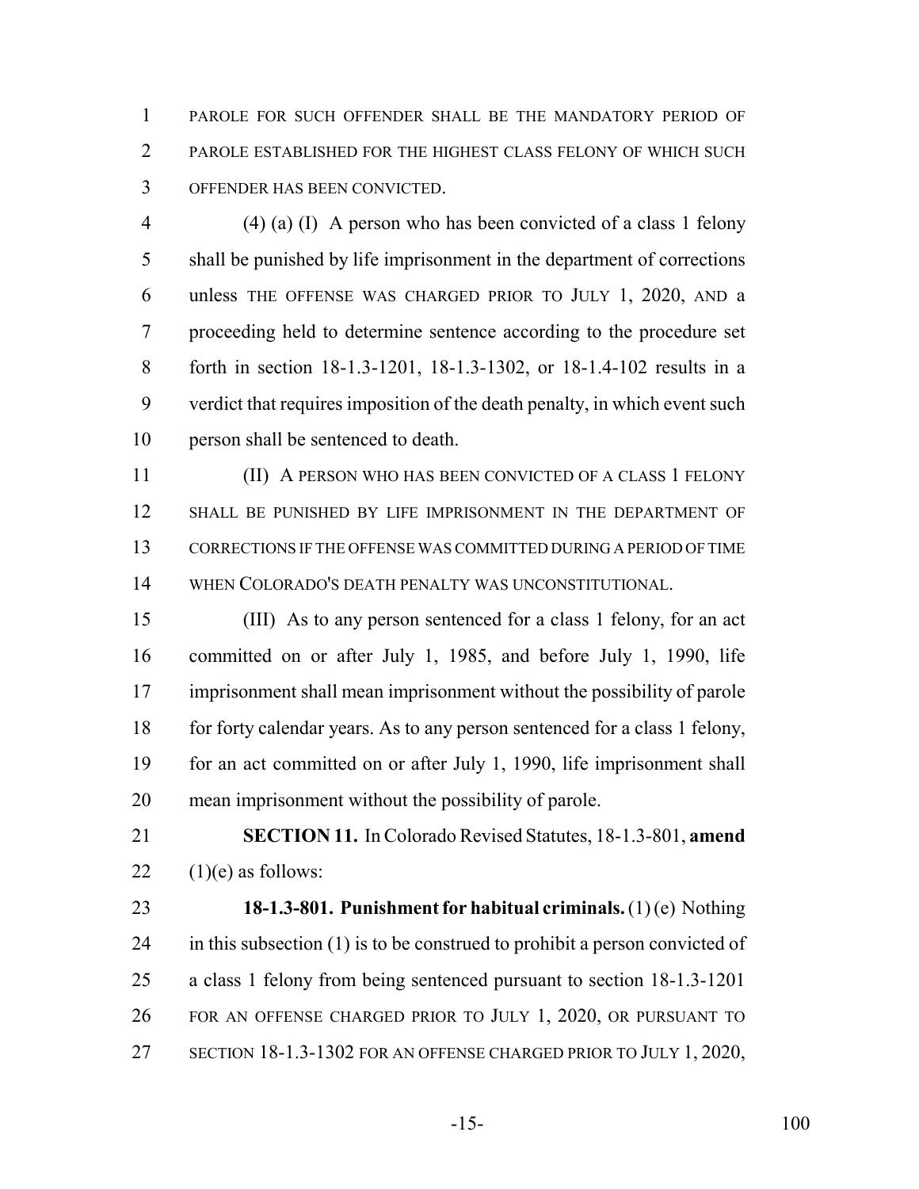PAROLE FOR SUCH OFFENDER SHALL BE THE MANDATORY PERIOD OF PAROLE ESTABLISHED FOR THE HIGHEST CLASS FELONY OF WHICH SUCH OFFENDER HAS BEEN CONVICTED.

(4) (a) (I) A person who has been convicted of a class 1 felony shall be punished by life imprisonment in the department of corrections unless THE OFFENSE WAS CHARGED PRIOR TO JULY 1, 2020, AND a proceeding held to determine sentence according to the procedure set forth in section 18-1.3-1201, 18-1.3-1302, or 18-1.4-102 results in a verdict that requires imposition of the death penalty, in which event such person shall be sentenced to death.

(II) A PERSON WHO HAS BEEN CONVICTED OF A CLASS 1 FELONY SHALL BE PUNISHED BY LIFE IMPRISONMENT IN THE DEPARTMENT OF CORRECTIONS IF THE OFFENSE WAS COMMITTED DURING A PERIOD OF TIME WHEN COLORADO'S DEATH PENALTY WAS UNCONSTITUTIONAL.

(III) As to any person sentenced for a class 1 felony, for an act committed on or after July 1, 1985, and before July 1, 1990, life imprisonment shall mean imprisonment without the possibility of parole for forty calendar years. As to any person sentenced for a class 1 felony, for an act committed on or after July 1, 1990, life imprisonment shall mean imprisonment without the possibility of parole.

**SECTION 11.** In Colorado Revised Statutes, 18-1.3-801, **amend** (1)(e) as follows:

**18-1.3-801. Punishment for habitual criminals.** (1) (e) Nothing in this subsection (1) is to be construed to prohibit a person convicted of a class 1 felony from being sentenced pursuant to section 18-1.3-1201 FOR AN OFFENSE CHARGED PRIOR TO JULY 1, 2020, OR PURSUANT TO SECTION 18-1.3-1302 FOR AN OFFENSE CHARGED PRIOR TO JULY 1, 2020,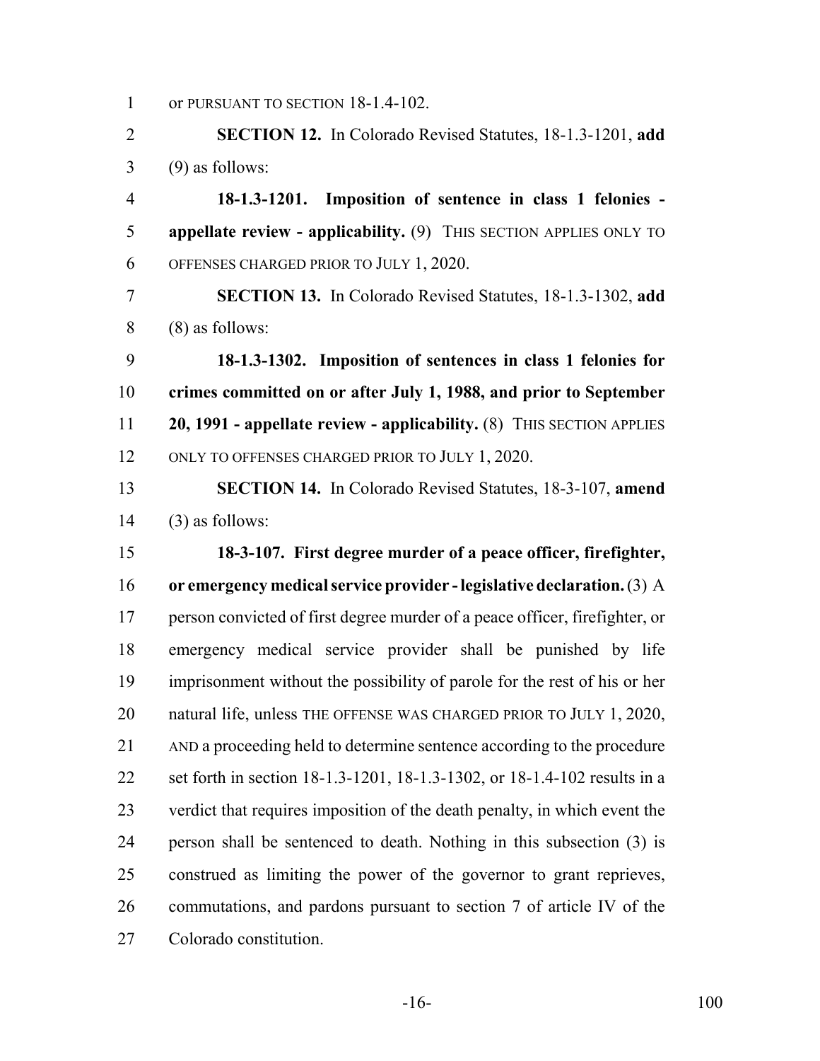or PURSUANT TO SECTION 18-1.4-102.

**SECTION 12.** In Colorado Revised Statutes, 18-1.3-1201, **add** (9) as follows:

**18-1.3-1201. Imposition of sentence in class 1 felonies - appellate review - applicability.** (9) THIS SECTION APPLIES ONLY TO OFFENSES CHARGED PRIOR TO JULY 1, 2020.

**SECTION 13.** In Colorado Revised Statutes, 18-1.3-1302, **add** (8) as follows:

**18-1.3-1302. Imposition of sentences in class 1 felonies for crimes committed on or after July 1, 1988, and prior to September 20, 1991 - appellate review - applicability.** (8) THIS SECTION APPLIES ONLY TO OFFENSES CHARGED PRIOR TO JULY 1, 2020.

**SECTION 14.** In Colorado Revised Statutes, 18-3-107, **amend** (3) as follows:

**18-3-107. First degree murder of a peace officer, firefighter, or emergency medical service provider - legislative declaration.** (3) A person convicted of first degree murder of a peace officer, firefighter, or emergency medical service provider shall be punished by life imprisonment without the possibility of parole for the rest of his or her natural life, unless THE OFFENSE WAS CHARGED PRIOR TO JULY 1, 2020, AND a proceeding held to determine sentence according to the procedure set forth in section 18-1.3-1201, 18-1.3-1302, or 18-1.4-102 results in a verdict that requires imposition of the death penalty, in which event the person shall be sentenced to death. Nothing in this subsection (3) is construed as limiting the power of the governor to grant reprieves, commutations, and pardons pursuant to section 7 of article IV of the Colorado constitution.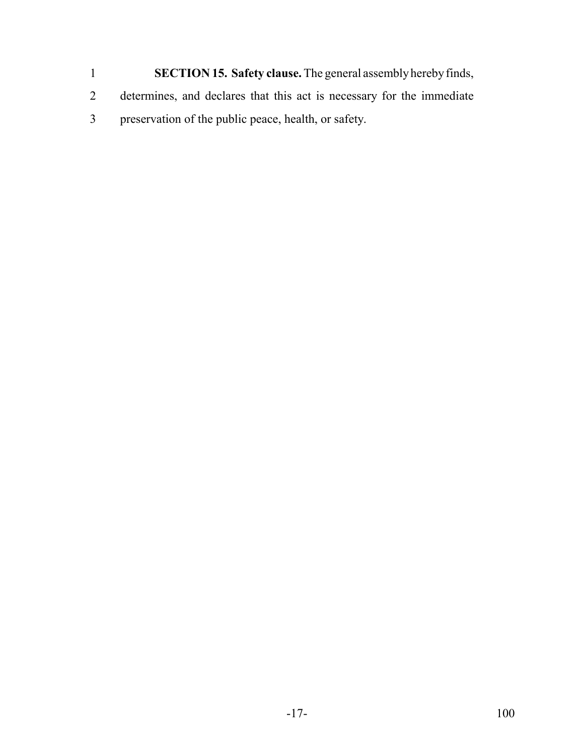**SECTION 15. Safety clause.** The general assembly hereby finds, determines, and declares that this act is necessary for the immediate preservation of the public peace, health, or safety.